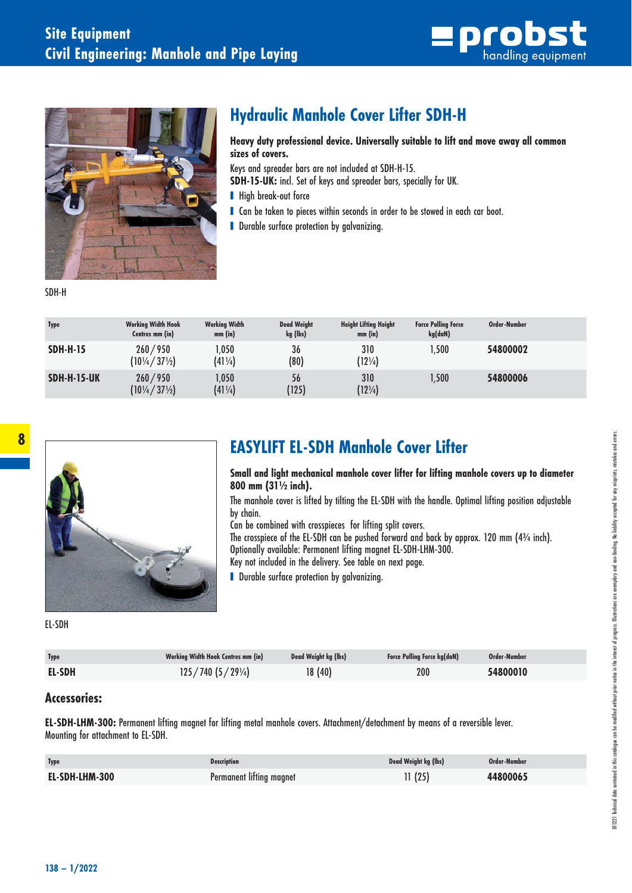# Hydraulic Manhole Cover Lifter SDH-H

**Heavy duty professional device. Universally suitable to lift and move away all common sizes of covers.**

Keys and spreader bars are not included at SDH-H-15.

**SDH-15-UK:** incl. Set of keys and spreader bars, specially for UK.

- High break-out force
- Can be taken to pieces within seconds in order to be stowed in each car boot.
- Durable surface protection by galvanizing.

SDH-H

| Type | Working Width Hook Centres mm (in) | Working Width mm (in) | Dead Weight kg (lbs) | Height Lifting Height mm (in) | Force Pulling Force kg(daN) | Order-Number |
|---|---|---|---|---|---|---|
| **SDH-H-15** | 260 / 950 (10¼ / 37½) | 1,050 (41¼) | 36 (80) | 310 (12¼) | 1,500 | **54800002** |
| **SDH-H-15-UK** | 260 / 950 (10¼ / 37½) | 1,050 (41¼) | 56 (125) | 310 (12¼) | 1,500 | **54800006** |

# EASYLIFT EL-SDH Manhole Cover Lifter

**Small and light mechanical manhole cover lifter for lifting manhole covers up to diameter 800 mm (31½ inch).**

The manhole cover is lifted by tilting the EL-SDH with the handle. Optimal lifting position adjustable by chain.

Can be combined with crosspieces for lifting split covers.

The crosspiece of the EL-SDH can be pushed forward and back by approx. 120 mm (4¾ inch).

Optionally available: Permanent lifting magnet EL-SDH-LHM-300.

Key not included in the delivery. See table on next page.

- Durable surface protection by galvanizing.

EL-SDH

| Type | Working Width Hook Centres mm (in) | Dead Weight kg (lbs) | Force Pulling Force kg(daN) | Order-Number |
|---|---|---|---|---|
| **EL-SDH** | 125 / 740 (5 / 29¼) | 18 (40) | 200 | **54800010** |

## Accessories:

**EL-SDH-LHM-300:** Permanent lifting magnet for lifting metal manhole covers. Attachment/detachment by means of a reversible lever. Mounting for attachment to EL-SDH.

| Type | Description | Dead Weight kg (lbs) | Order-Number |
|---|---|---|---|
| **EL-SDH-LHM-300** | Permanent lifting magnet | 11 (25) | **44800065** |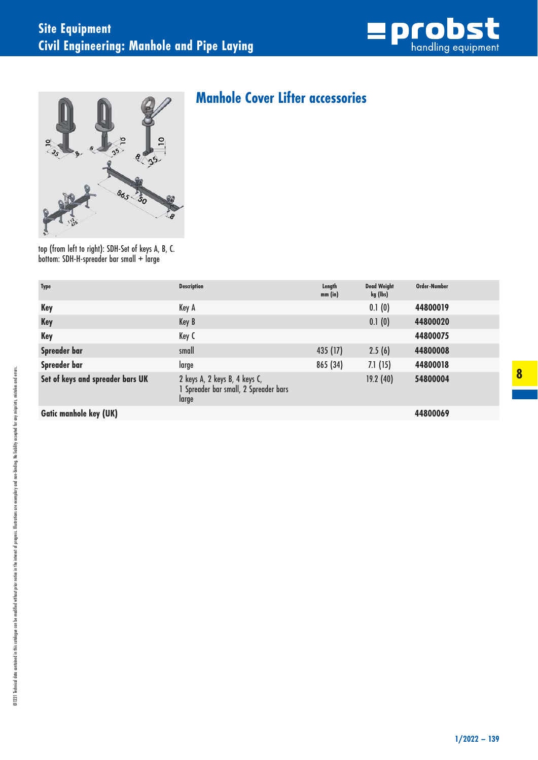## Manhole Cover Lifter accessories

top (from left to right): SDH-Set of keys A, B, C.
bottom: SDH-H-spreader bar small + large

| Type | Description | Length mm (in) | Dead Weight kg (lbs) | Order-Number |
|---|---|---|---|---|
| **Key** | Key A | | 0.1 (0) | **44800019** |
| **Key** | Key B | | 0.1 (0) | **44800020** |
| **Key** | Key C | | | **44800075** |
| **Spreader bar** | small | 435 (17) | 2.5 (6) | **44800008** |
| **Spreader bar** | large | 865 (34) | 7.1 (15) | **44800018** |
| **Set of keys and spreader bars UK** | 2 keys A, 2 keys B, 4 keys C, 1 Spreader bar small, 2 Spreader bars large | | 19.2 (40) | **54800004** |
| **Gatic manhole key (UK)** | | | | **44800069** |